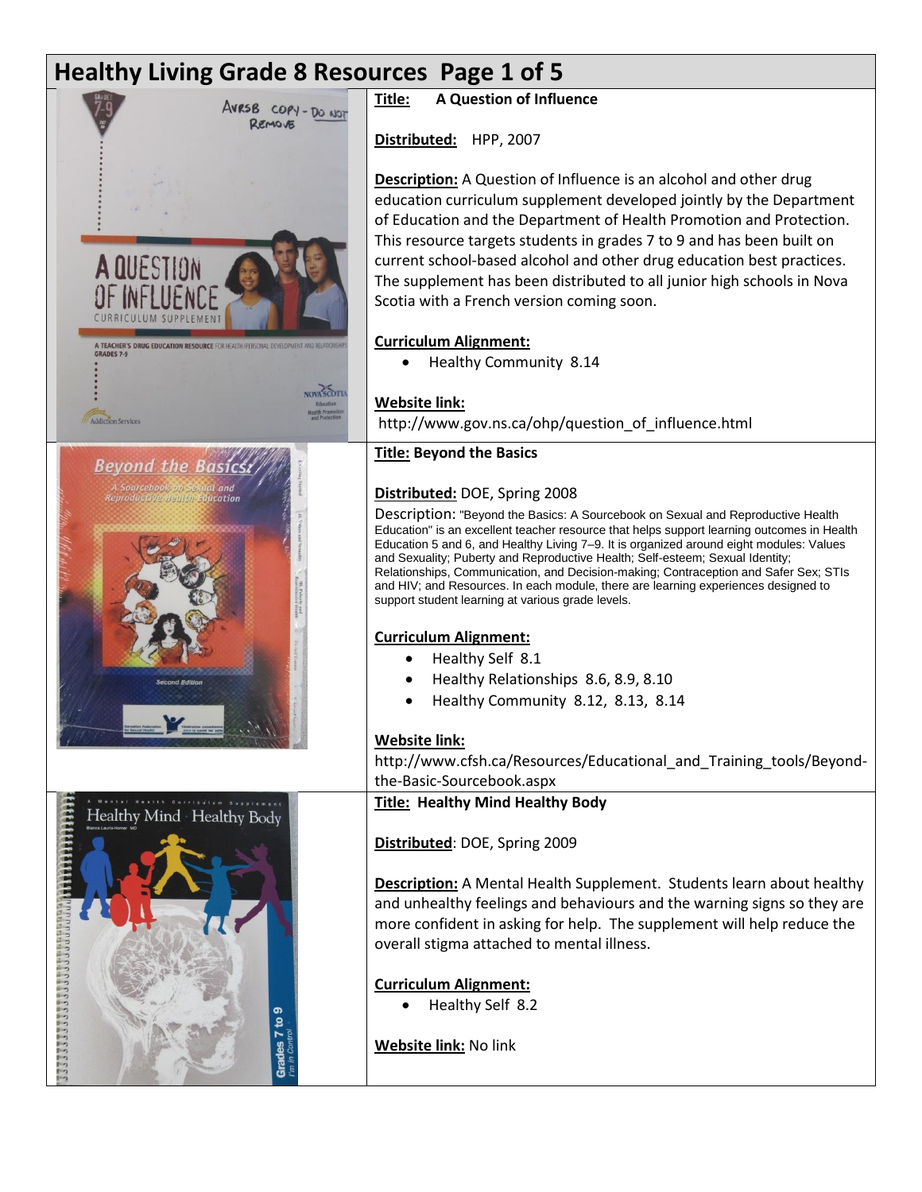# Healthy Living Grade 8 Resources Page 1 of 5

**Title:** **A Question of Influence**

**Distributed:** HPP, 2007

**Description:** A Question of Influence is an alcohol and other drug education curriculum supplement developed jointly by the Department of Education and the Department of Health Promotion and Protection. This resource targets students in grades 7 to 9 and has been built on current school-based alcohol and other drug education best practices. The supplement has been distributed to all junior high schools in Nova Scotia with a French version coming soon.

**Curriculum Alignment:**

- Healthy Community 8.14

**Website link:**
http://www.gov.ns.ca/ohp/question_of_influence.html

**Title: Beyond the Basics**

**Distributed:** DOE, Spring 2008

Description: "Beyond the Basics: A Sourcebook on Sexual and Reproductive Health Education" is an excellent teacher resource that helps support learning outcomes in Health Education 5 and 6, and Healthy Living 7–9. It is organized around eight modules: Values and Sexuality; Puberty and Reproductive Health; Self-esteem; Sexual Identity; Relationships, Communication, and Decision-making; Contraception and Safer Sex; STIs and HIV; and Resources. In each module, there are learning experiences designed to support student learning at various grade levels.

**Curriculum Alignment:**

- Healthy Self 8.1
- Healthy Relationships 8.6, 8.9, 8.10
- Healthy Community 8.12, 8.13, 8.14

**Website link:**
http://www.cfsh.ca/Resources/Educational_and_Training_tools/Beyond-the-Basic-Sourcebook.aspx

**Title: Healthy Mind Healthy Body**

**Distributed**: DOE, Spring 2009

**Description:** A Mental Health Supplement. Students learn about healthy and unhealthy feelings and behaviours and the warning signs so they are more confident in asking for help. The supplement will help reduce the overall stigma attached to mental illness.

**Curriculum Alignment:**

- Healthy Self 8.2

**Website link:** No link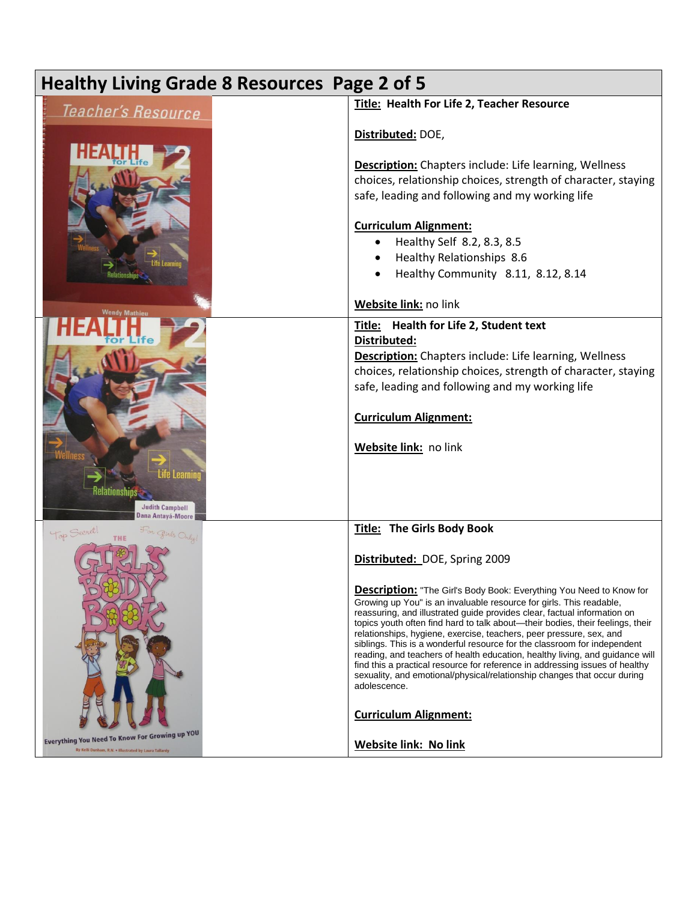# Healthy Living Grade 8 Resources Page 2 of 5

**Title:** Health For Life 2, Teacher Resource

**Distributed:** DOE,

**Description:** Chapters include: Life learning, Wellness choices, relationship choices, strength of character, staying safe, leading and following and my working life

**Curriculum Alignment:**

- Healthy Self 8.2, 8.3, 8.5
- Healthy Relationships 8.6
- Healthy Community 8.11, 8.12, 8.14

**Website link:** no link

---

**Title:** Health for Life 2, Student text

**Distributed:**

**Description:** Chapters include: Life learning, Wellness choices, relationship choices, strength of character, staying safe, leading and following and my working life

**Curriculum Alignment:**

**Website link:** no link

---

**Title:** The Girls Body Book

**Distributed:** DOE, Spring 2009

**Description:** "The Girl's Body Book: Everything You Need to Know for Growing up You" is an invaluable resource for girls. This readable, reassuring, and illustrated guide provides clear, factual information on topics youth often find hard to talk about—their bodies, their feelings, their relationships, hygiene, exercise, teachers, peer pressure, sex, and siblings. This is a wonderful resource for the classroom for independent reading, and teachers of health education, healthy living, and guidance will find this a practical resource for reference in addressing issues of healthy sexuality, and emotional/physical/relationship changes that occur during adolescence.

**Curriculum Alignment:**

**Website link: No link**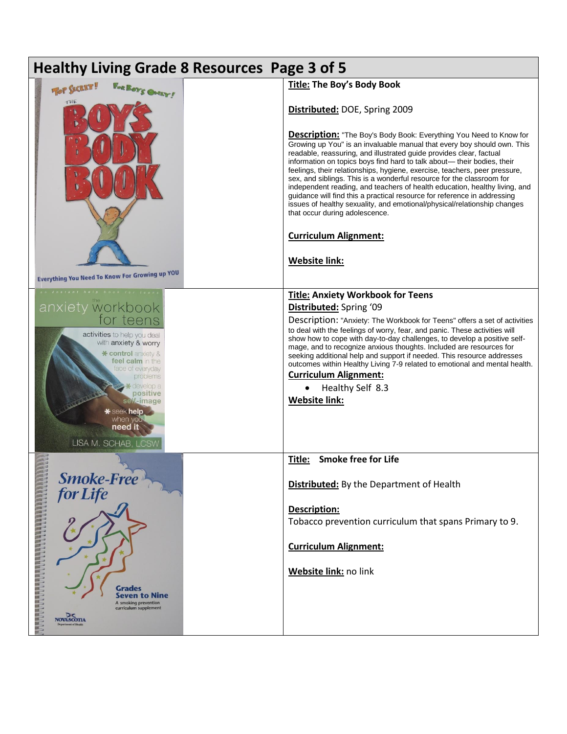# Healthy Living Grade 8 Resources Page 3 of 5

**Title:** **The Boy's Body Book**

**Distributed:** DOE, Spring 2009

**Description:** "The Boy's Body Book: Everything You Need to Know for Growing up You" is an invaluable manual that every boy should own. This readable, reassuring, and illustrated guide provides clear, factual information on topics boys find hard to talk about— their bodies, their feelings, their relationships, hygiene, exercise, teachers, peer pressure, sex, and siblings. This is a wonderful resource for the classroom for independent reading, and teachers of health education, healthy living, and guidance will find this a practical resource for reference in addressing issues of healthy sexuality, and emotional/physical/relationship changes that occur during adolescence.

**Curriculum Alignment:**

**Website link:**

---

**Title:** **Anxiety Workbook for Teens**

**Distributed:** Spring '09

Description: "Anxiety: The Workbook for Teens" offers a set of activities to deal with the feelings of worry, fear, and panic. These activities will show how to cope with day-to-day challenges, to develop a positive self-mage, and to recognize anxious thoughts. Included are resources for seeking additional help and support if needed. This resource addresses outcomes within Healthy Living 7-9 related to emotional and mental health.

**Curriculum Alignment:**

- Healthy Self 8.3

**Website link:**

---

**Title:** **Smoke free for Life**

**Distributed:** By the Department of Health

**Description:**
Tobacco prevention curriculum that spans Primary to 9.

**Curriculum Alignment:**

**Website link:** no link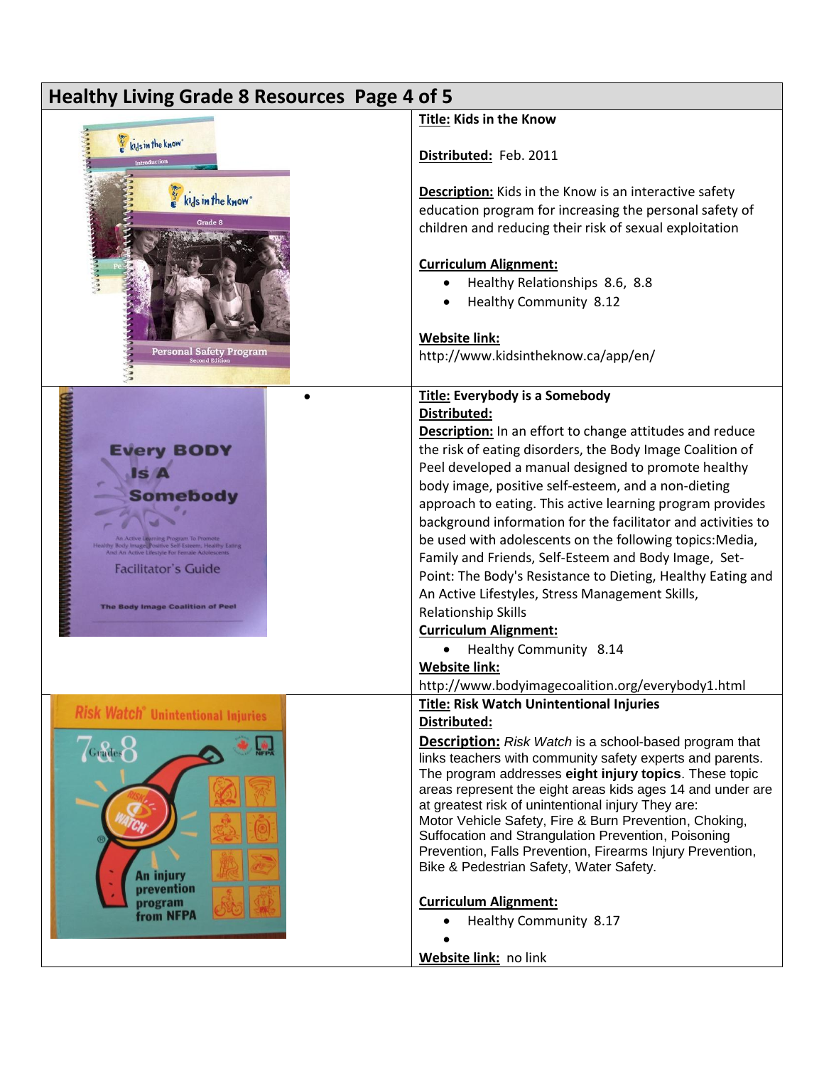## Healthy Living Grade 8 Resources Page 4 of 5

**Title:** Kids in the Know

**Distributed:** Feb. 2011

**Description:** Kids in the Know is an interactive safety education program for increasing the personal safety of children and reducing their risk of sexual exploitation

**Curriculum Alignment:**

- Healthy Relationships 8.6, 8.8
- Healthy Community 8.12

**Website link:**
http://www.kidsintheknow.ca/app/en/

---

**Title:** Everybody is a Somebody

**Distributed:**

**Description:** In an effort to change attitudes and reduce the risk of eating disorders, the Body Image Coalition of Peel developed a manual designed to promote healthy body image, positive self-esteem, and a non-dieting approach to eating. This active learning program provides background information for the facilitator and activities to be used with adolescents on the following topics:Media, Family and Friends, Self-Esteem and Body Image, Set-Point: The Body's Resistance to Dieting, Healthy Eating and An Active Lifestyles, Stress Management Skills, Relationship Skills

**Curriculum Alignment:**

- Healthy Community 8.14

**Website link:**
http://www.bodyimagecoalition.org/everybody1.html

---

**Title:** Risk Watch Unintentional Injuries

**Distributed:**

**Description:** *Risk Watch* is a school-based program that links teachers with community safety experts and parents. The program addresses **eight injury topics**. These topic areas represent the eight areas kids ages 14 and under are at greatest risk of unintentional injury They are: Motor Vehicle Safety, Fire & Burn Prevention, Choking, Suffocation and Strangulation Prevention, Poisoning Prevention, Falls Prevention, Firearms Injury Prevention, Bike & Pedestrian Safety, Water Safety.

**Curriculum Alignment:**

- Healthy Community 8.17

**Website link:** no link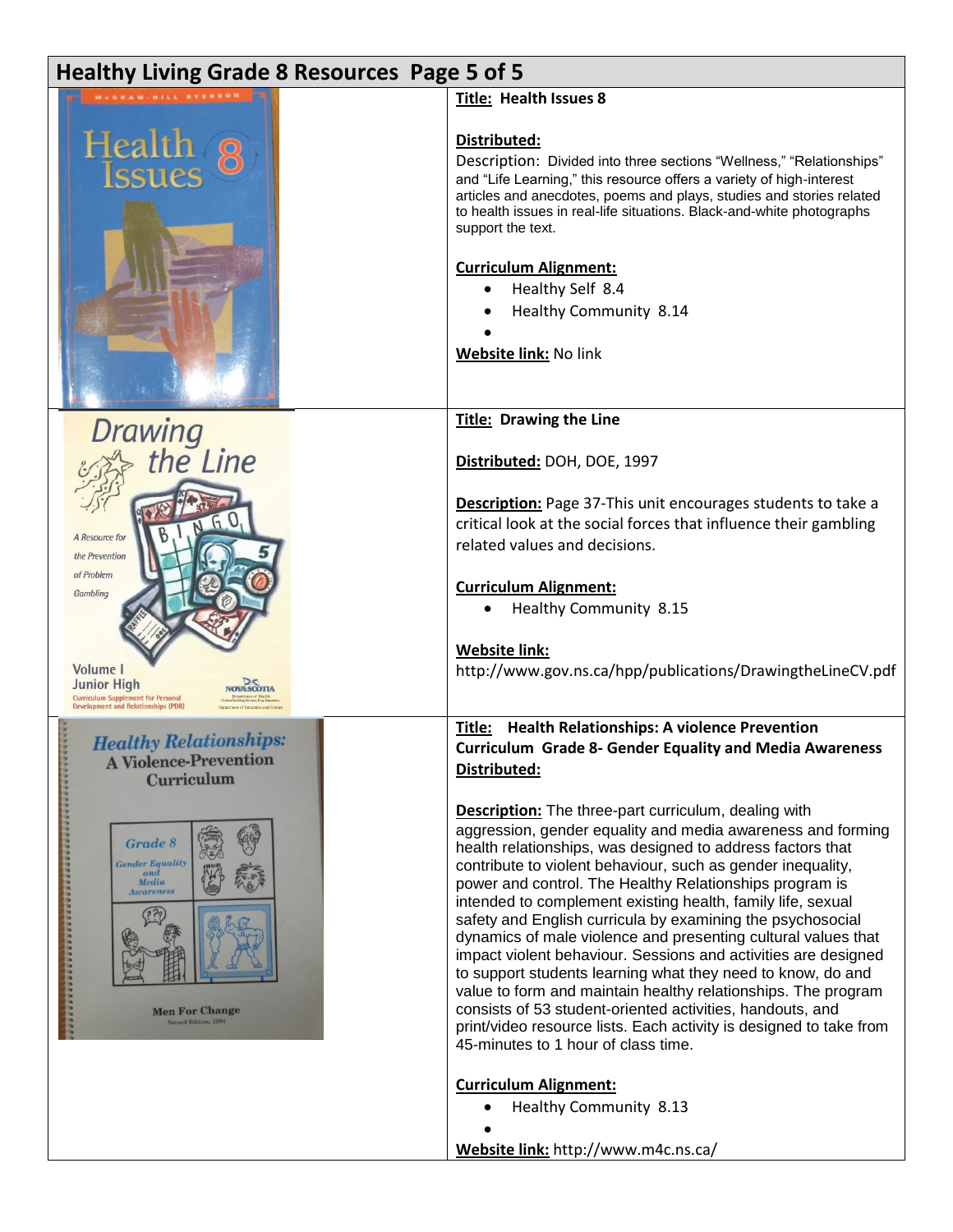# Healthy Living Grade 8 Resources Page 5 of 5

**Title:** **Health Issues 8**

**Distributed:**

Description: Divided into three sections "Wellness," "Relationships" and "Life Learning," this resource offers a variety of high-interest articles and anecdotes, poems and plays, studies and stories related to health issues in real-life situations. Black-and-white photographs support the text.

**Curriculum Alignment:**

- Healthy Self 8.4
- Healthy Community 8.14
-

**Website link:** No link

---

**Title:** **Drawing the Line**

**Distributed:** DOH, DOE, 1997

**Description:** Page 37-This unit encourages students to take a critical look at the social forces that influence their gambling related values and decisions.

**Curriculum Alignment:**

- Healthy Community 8.15

**Website link:**

http://www.gov.ns.ca/hpp/publications/DrawingtheLineCV.pdf

---

**Title:** **Health Relationships: A violence Prevention Curriculum Grade 8- Gender Equality and Media Awareness**

**Distributed:**

**Description:** The three-part curriculum, dealing with aggression, gender equality and media awareness and forming health relationships, was designed to address factors that contribute to violent behaviour, such as gender inequality, power and control. The Healthy Relationships program is intended to complement existing health, family life, sexual safety and English curricula by examining the psychosocial dynamics of male violence and presenting cultural values that impact violent behaviour. Sessions and activities are designed to support students learning what they need to know, do and value to form and maintain healthy relationships. The program consists of 53 student-oriented activities, handouts, and print/video resource lists. Each activity is designed to take from 45-minutes to 1 hour of class time.

**Curriculum Alignment:**

- Healthy Community 8.13
-

**Website link:** http://www.m4c.ns.ca/